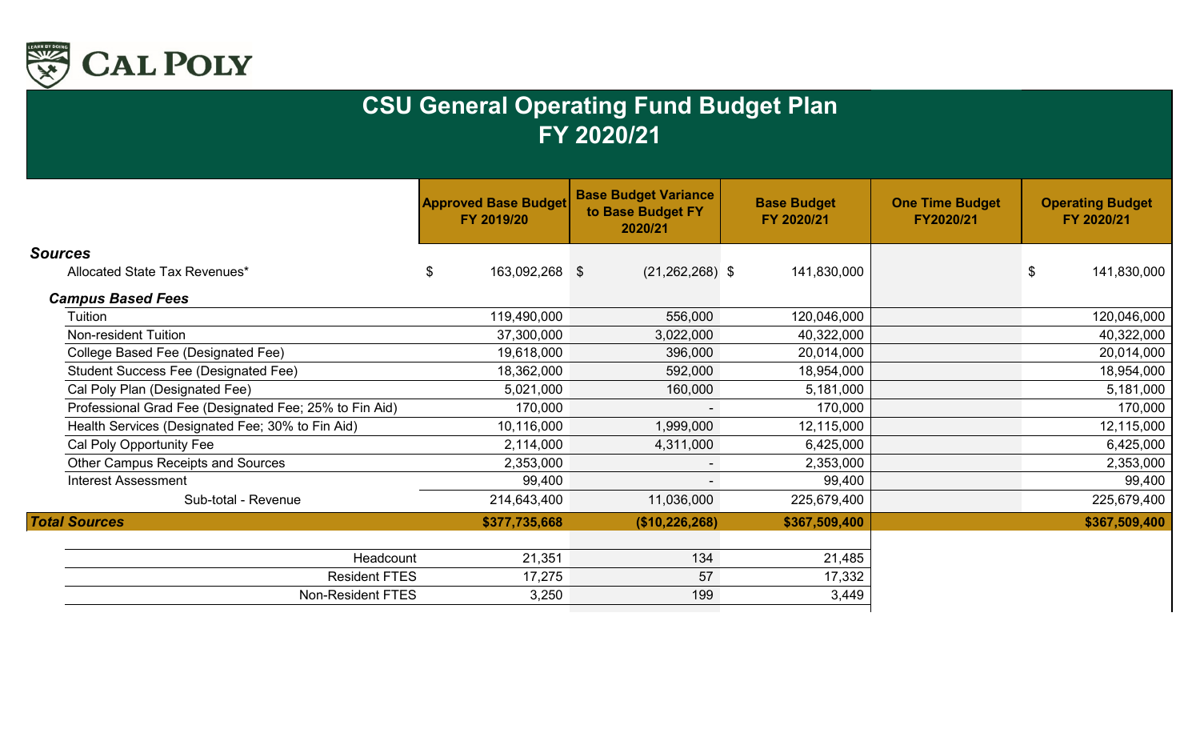CAL POLY

# CSU General Operating Fund Budget Plan
# FY 2020/21

| | Approved Base Budget FY 2019/20 | Base Budget Variance to Base Budget FY 2020/21 | Base Budget FY 2020/21 | One Time Budget FY2020/21 | Operating Budget FY 2020/21 |
|---|---|---|---|---|---|
| ***Sources*** | | | | | |
| Allocated State Tax Revenues* | $ 163,092,268 | $ (21,262,268) | $ 141,830,000 | | $ 141,830,000 |
| ***Campus Based Fees*** | | | | | |
| Tuition | 119,490,000 | 556,000 | 120,046,000 | | 120,046,000 |
| Non-resident Tuition | 37,300,000 | 3,022,000 | 40,322,000 | | 40,322,000 |
| College Based Fee (Designated Fee) | 19,618,000 | 396,000 | 20,014,000 | | 20,014,000 |
| Student Success Fee (Designated Fee) | 18,362,000 | 592,000 | 18,954,000 | | 18,954,000 |
| Cal Poly Plan (Designated Fee) | 5,021,000 | 160,000 | 5,181,000 | | 5,181,000 |
| Professional Grad Fee (Designated Fee; 25% to Fin Aid) | 170,000 | - | 170,000 | | 170,000 |
| Health Services (Designated Fee; 30% to Fin Aid) | 10,116,000 | 1,999,000 | 12,115,000 | | 12,115,000 |
| Cal Poly Opportunity Fee | 2,114,000 | 4,311,000 | 6,425,000 | | 6,425,000 |
| Other Campus Receipts and Sources | 2,353,000 | - | 2,353,000 | | 2,353,000 |
| Interest Assessment | 99,400 | - | 99,400 | | 99,400 |
| Sub-total - Revenue | 214,643,400 | 11,036,000 | 225,679,400 | | 225,679,400 |
| ***Total Sources*** | **$377,735,668** | **($10,226,268)** | **$367,509,400** | | **$367,509,400** |
| Headcount | 21,351 | 134 | 21,485 | | |
| Resident FTES | 17,275 | 57 | 17,332 | | |
| Non-Resident FTES | 3,250 | 199 | 3,449 | | |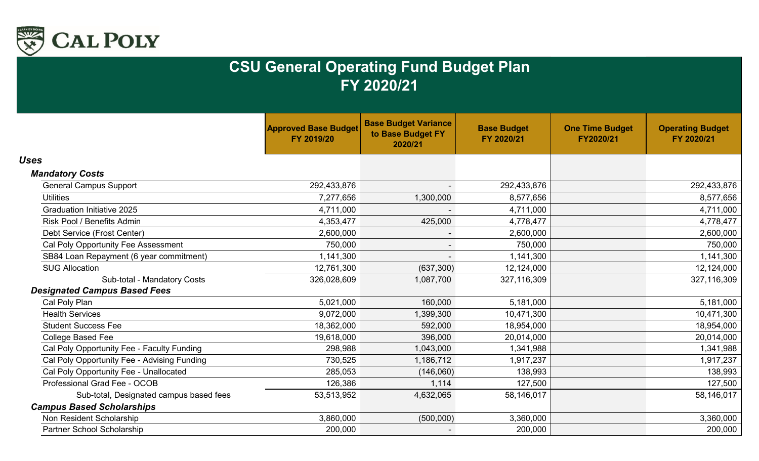# CSU General Operating Fund Budget Plan
## FY 2020/21

| | Approved Base Budget FY 2019/20 | Base Budget Variance to Base Budget FY 2020/21 | Base Budget FY 2020/21 | One Time Budget FY2020/21 | Operating Budget FY 2020/21 |
|---|---|---|---|---|---|
| ***Uses*** | | | | | |
| ***Mandatory Costs*** | | | | | |
| General Campus Support | 292,433,876 | - | 292,433,876 | | 292,433,876 |
| Utilities | 7,277,656 | 1,300,000 | 8,577,656 | | 8,577,656 |
| Graduation Initiative 2025 | 4,711,000 | - | 4,711,000 | | 4,711,000 |
| Risk Pool / Benefits Admin | 4,353,477 | 425,000 | 4,778,477 | | 4,778,477 |
| Debt Service (Frost Center) | 2,600,000 | - | 2,600,000 | | 2,600,000 |
| Cal Poly Opportunity Fee Assessment | 750,000 | - | 750,000 | | 750,000 |
| SB84 Loan Repayment (6 year commitment) | 1,141,300 | - | 1,141,300 | | 1,141,300 |
| SUG Allocation | 12,761,300 | (637,300) | 12,124,000 | | 12,124,000 |
| Sub-total - Mandatory Costs | 326,028,609 | 1,087,700 | 327,116,309 | | 327,116,309 |
| ***Designated Campus Based Fees*** | | | | | |
| Cal Poly Plan | 5,021,000 | 160,000 | 5,181,000 | | 5,181,000 |
| Health Services | 9,072,000 | 1,399,300 | 10,471,300 | | 10,471,300 |
| Student Success Fee | 18,362,000 | 592,000 | 18,954,000 | | 18,954,000 |
| College Based Fee | 19,618,000 | 396,000 | 20,014,000 | | 20,014,000 |
| Cal Poly Opportunity Fee - Faculty Funding | 298,988 | 1,043,000 | 1,341,988 | | 1,341,988 |
| Cal Poly Opportunity Fee - Advising Funding | 730,525 | 1,186,712 | 1,917,237 | | 1,917,237 |
| Cal Poly Opportunity Fee - Unallocated | 285,053 | (146,060) | 138,993 | | 138,993 |
| Professional Grad Fee - OCOB | 126,386 | 1,114 | 127,500 | | 127,500 |
| Sub-total, Designated campus based fees | 53,513,952 | 4,632,065 | 58,146,017 | | 58,146,017 |
| ***Campus Based Scholarships*** | | | | | |
| Non Resident Scholarship | 3,860,000 | (500,000) | 3,360,000 | | 3,360,000 |
| Partner School Scholarship | 200,000 | - | 200,000 | | 200,000 |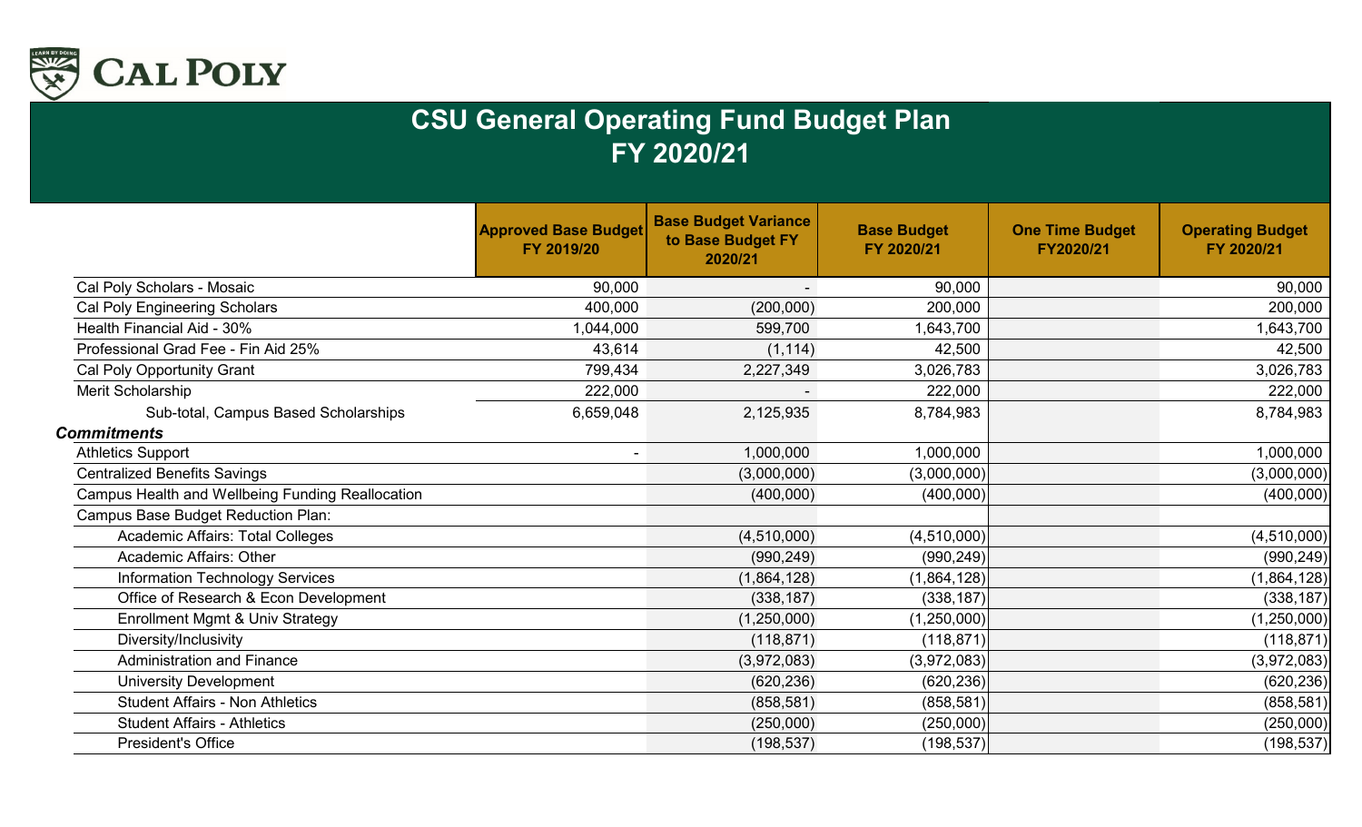# CSU General Operating Fund Budget Plan
## FY 2020/21

| | Approved Base Budget FY 2019/20 | Base Budget Variance to Base Budget FY 2020/21 | Base Budget FY 2020/21 | One Time Budget FY2020/21 | Operating Budget FY 2020/21 |
|---|---|---|---|---|---|
| Cal Poly Scholars - Mosaic | 90,000 | - | 90,000 | | 90,000 |
| Cal Poly Engineering Scholars | 400,000 | (200,000) | 200,000 | | 200,000 |
| Health Financial Aid - 30% | 1,044,000 | 599,700 | 1,643,700 | | 1,643,700 |
| Professional Grad Fee - Fin Aid 25% | 43,614 | (1,114) | 42,500 | | 42,500 |
| Cal Poly Opportunity Grant | 799,434 | 2,227,349 | 3,026,783 | | 3,026,783 |
| Merit Scholarship | 222,000 | - | 222,000 | | 222,000 |
| Sub-total, Campus Based Scholarships | 6,659,048 | 2,125,935 | 8,784,983 | | 8,784,983 |
| ***Commitments*** | | | | | |
| Athletics Support | - | 1,000,000 | 1,000,000 | | 1,000,000 |
| Centralized Benefits Savings | | (3,000,000) | (3,000,000) | | (3,000,000) |
| Campus Health and Wellbeing Funding Reallocation | | (400,000) | (400,000) | | (400,000) |
| Campus Base Budget Reduction Plan: | | | | | |
| Academic Affairs: Total Colleges | | (4,510,000) | (4,510,000) | | (4,510,000) |
| Academic Affairs: Other | | (990,249) | (990,249) | | (990,249) |
| Information Technology Services | | (1,864,128) | (1,864,128) | | (1,864,128) |
| Office of Research & Econ Development | | (338,187) | (338,187) | | (338,187) |
| Enrollment Mgmt & Univ Strategy | | (1,250,000) | (1,250,000) | | (1,250,000) |
| Diversity/Inclusivity | | (118,871) | (118,871) | | (118,871) |
| Administration and Finance | | (3,972,083) | (3,972,083) | | (3,972,083) |
| University Development | | (620,236) | (620,236) | | (620,236) |
| Student Affairs - Non Athletics | | (858,581) | (858,581) | | (858,581) |
| Student Affairs - Athletics | | (250,000) | (250,000) | | (250,000) |
| President's Office | | (198,537) | (198,537) | | (198,537) |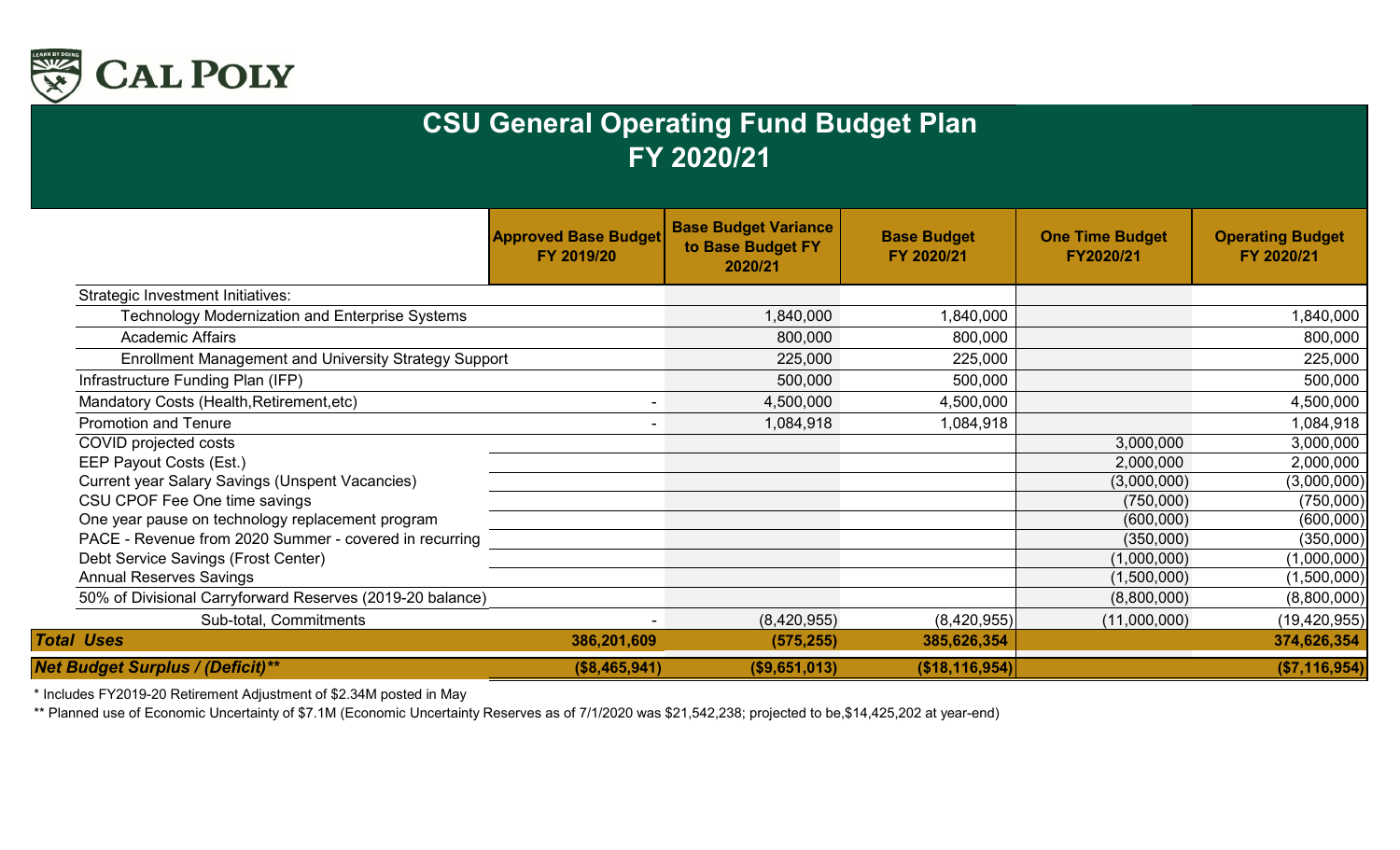# CSU General Operating Fund Budget Plan
# FY 2020/21

| | Approved Base Budget FY 2019/20 | Base Budget Variance to Base Budget FY 2020/21 | Base Budget FY 2020/21 | One Time Budget FY2020/21 | Operating Budget FY 2020/21 |
|---|---|---|---|---|---|
| Strategic Investment Initiatives: | | | | | |
| Technology Modernization and Enterprise Systems | | 1,840,000 | 1,840,000 | | 1,840,000 |
| Academic Affairs | | 800,000 | 800,000 | | 800,000 |
| Enrollment Management and University Strategy Support | | 225,000 | 225,000 | | 225,000 |
| Infrastructure Funding Plan (IFP) | | 500,000 | 500,000 | | 500,000 |
| Mandatory Costs (Health,Retirement,etc) | - | 4,500,000 | 4,500,000 | | 4,500,000 |
| Promotion and Tenure | - | 1,084,918 | 1,084,918 | | 1,084,918 |
| COVID projected costs | | | | 3,000,000 | 3,000,000 |
| EEP Payout Costs (Est.) | | | | 2,000,000 | 2,000,000 |
| Current year Salary Savings (Unspent Vacancies) | | | | (3,000,000) | (3,000,000) |
| CSU CPOF Fee One time savings | | | | (750,000) | (750,000) |
| One year pause on technology replacement program | | | | (600,000) | (600,000) |
| PACE - Revenue from 2020 Summer - covered in recurring | | | | (350,000) | (350,000) |
| Debt Service Savings (Frost Center) | | | | (1,000,000) | (1,000,000) |
| Annual Reserves Savings | | | | (1,500,000) | (1,500,000) |
| 50% of Divisional Carryforward Reserves (2019-20 balance) | | | | (8,800,000) | (8,800,000) |
| Sub-total, Commitments | - | (8,420,955) | (8,420,955) | (11,000,000) | (19,420,955) |
| ***Total Uses*** | **386,201,609** | **(575,255)** | **385,626,354** | | **374,626,354** |
| ***Net Budget Surplus / (Deficit)**** | **($8,465,941)** | **($9,651,013)** | **($18,116,954)** | | **($7,116,954)** |

* Includes FY2019-20 Retirement Adjustment of $2.34M posted in May

** Planned use of Economic Uncertainty of $7.1M (Economic Uncertainty Reserves as of 7/1/2020 was $21,542,238; projected to be,$14,425,202 at year-end)